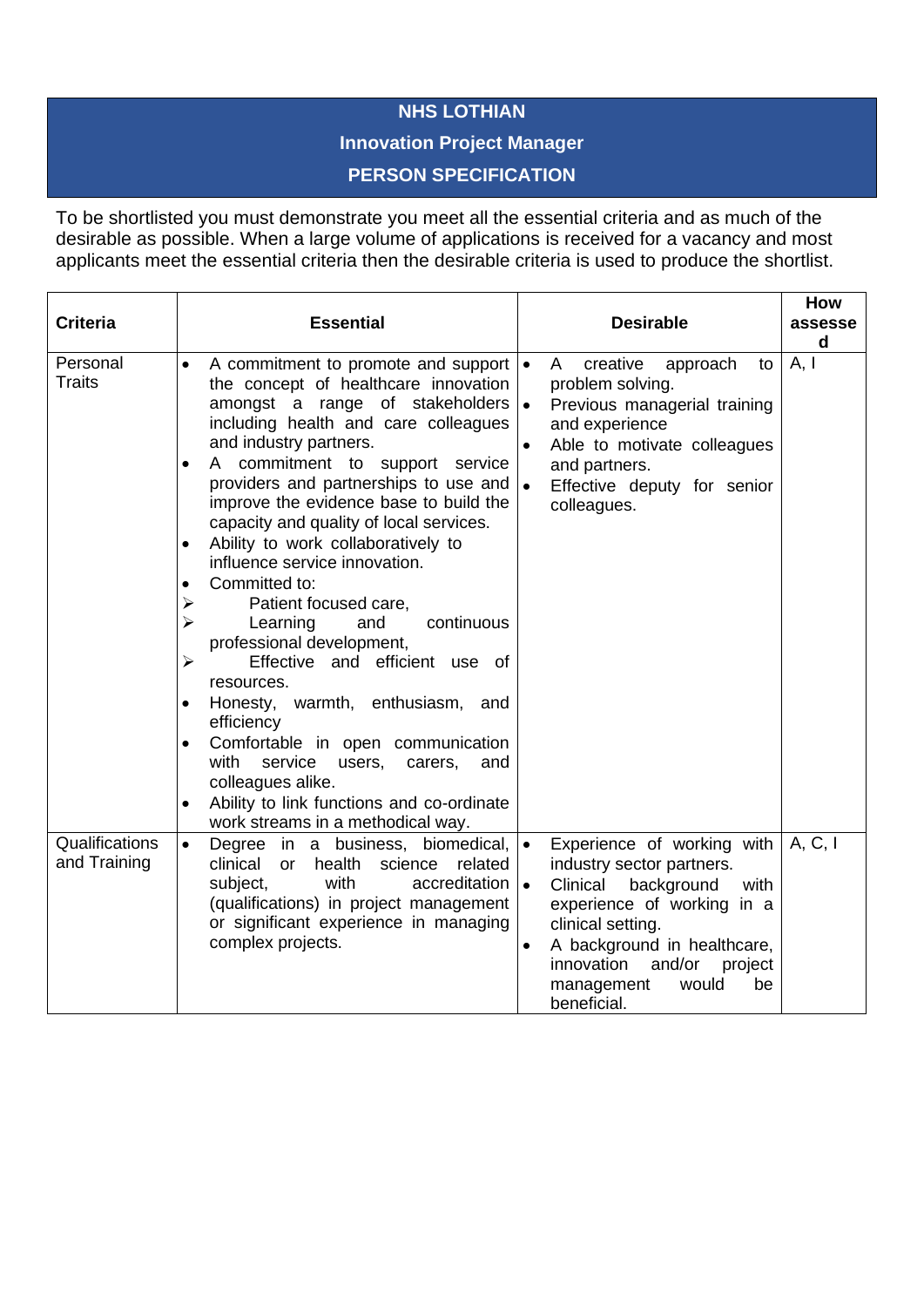# NHS LOTHIAN

## Innovation Project Manager

## PERSON SPECIFICATION

To be shortlisted you must demonstrate you meet all the essential criteria and as much of the desirable as possible. When a large volume of applications is received for a vacancy and most applicants meet the essential criteria then the desirable criteria is used to produce the shortlist.

| Criteria | Essential | Desirable | How assessed |
|---|---|---|---|
| Personal Traits | • A commitment to promote and support the concept of healthcare innovation amongst a range of stakeholders including health and care colleagues and industry partners.<br>• A commitment to support service providers and partnerships to use and improve the evidence base to build the capacity and quality of local services.<br>• Ability to work collaboratively to influence service innovation.<br>• Committed to:<br>➢ Patient focused care,<br>➢ Learning and continuous professional development,<br>➢ Effective and efficient use of resources.<br>• Honesty, warmth, enthusiasm, and efficiency<br>• Comfortable in open communication with service users, carers, and colleagues alike.<br>• Ability to link functions and co-ordinate work streams in a methodical way. | • A creative approach to problem solving.<br>• Previous managerial training and experience<br>• Able to motivate colleagues and partners.<br>• Effective deputy for senior colleagues. | A, I |
| Qualifications and Training | • Degree in a business, biomedical, clinical or health science related subject, with accreditation (qualifications) in project management or significant experience in managing complex projects. | • Experience of working with industry sector partners.<br>• Clinical background with experience of working in a clinical setting.<br>• A background in healthcare, innovation and/or project management would be beneficial. | A, C, I |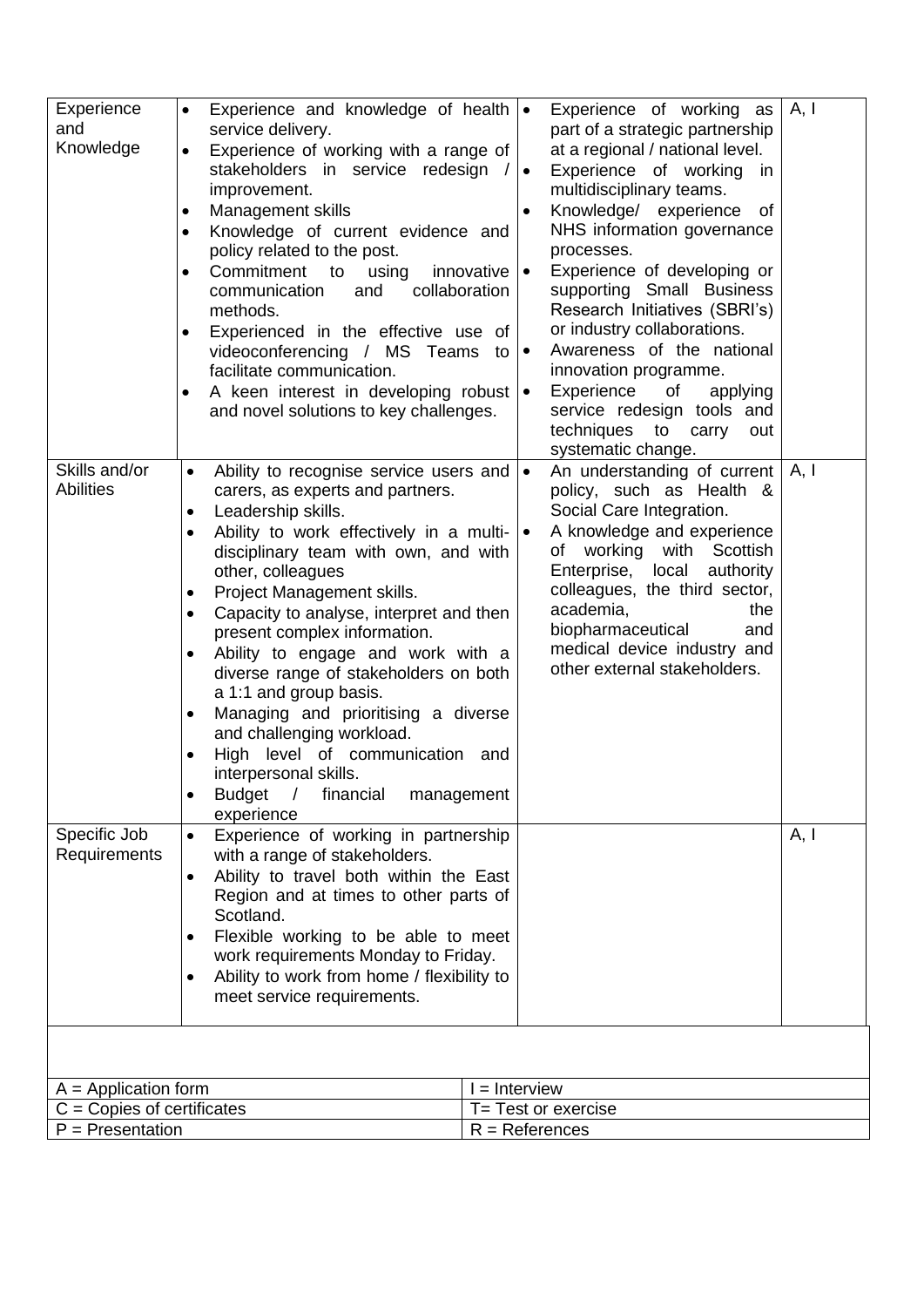| | | | |
|---|---|---|---|
| Experience and Knowledge | • Experience and knowledge of health service delivery.<br>• Experience of working with a range of stakeholders in service redesign / improvement.<br>• Management skills<br>• Knowledge of current evidence and policy related to the post.<br>• Commitment to using innovative communication and collaboration methods.<br>• Experienced in the effective use of videoconferencing / MS Teams to facilitate communication.<br>• A keen interest in developing robust and novel solutions to key challenges. | • Experience of working as part of a strategic partnership at a regional / national level.<br>• Experience of working in multidisciplinary teams.<br>• Knowledge/ experience of NHS information governance processes.<br>• Experience of developing or supporting Small Business Research Initiatives (SBRI's) or industry collaborations.<br>• Awareness of the national innovation programme.<br>• Experience of applying service redesign tools and techniques to carry out systematic change. | A, I |
| Skills and/or Abilities | • Ability to recognise service users and carers, as experts and partners.<br>• Leadership skills.<br>• Ability to work effectively in a multi-disciplinary team with own, and with other, colleagues<br>• Project Management skills.<br>• Capacity to analyse, interpret and then present complex information.<br>• Ability to engage and work with a diverse range of stakeholders on both a 1:1 and group basis.<br>• Managing and prioritising a diverse and challenging workload.<br>• High level of communication and interpersonal skills.<br>• Budget / financial management experience | • An understanding of current policy, such as Health & Social Care Integration.<br>• A knowledge and experience of working with Scottish Enterprise, local authority colleagues, the third sector, academia, the biopharmaceutical and medical device industry and other external stakeholders. | A, I |
| Specific Job Requirements | • Experience of working in partnership with a range of stakeholders.<br>• Ability to travel both within the East Region and at times to other parts of Scotland.<br>• Flexible working to be able to meet work requirements Monday to Friday.<br>• Ability to work from home / flexibility to meet service requirements. | | A, I |

| | |
|---|---|
| A = Application form | I = Interview |
| C = Copies of certificates | T= Test or exercise |
| P = Presentation | R = References |